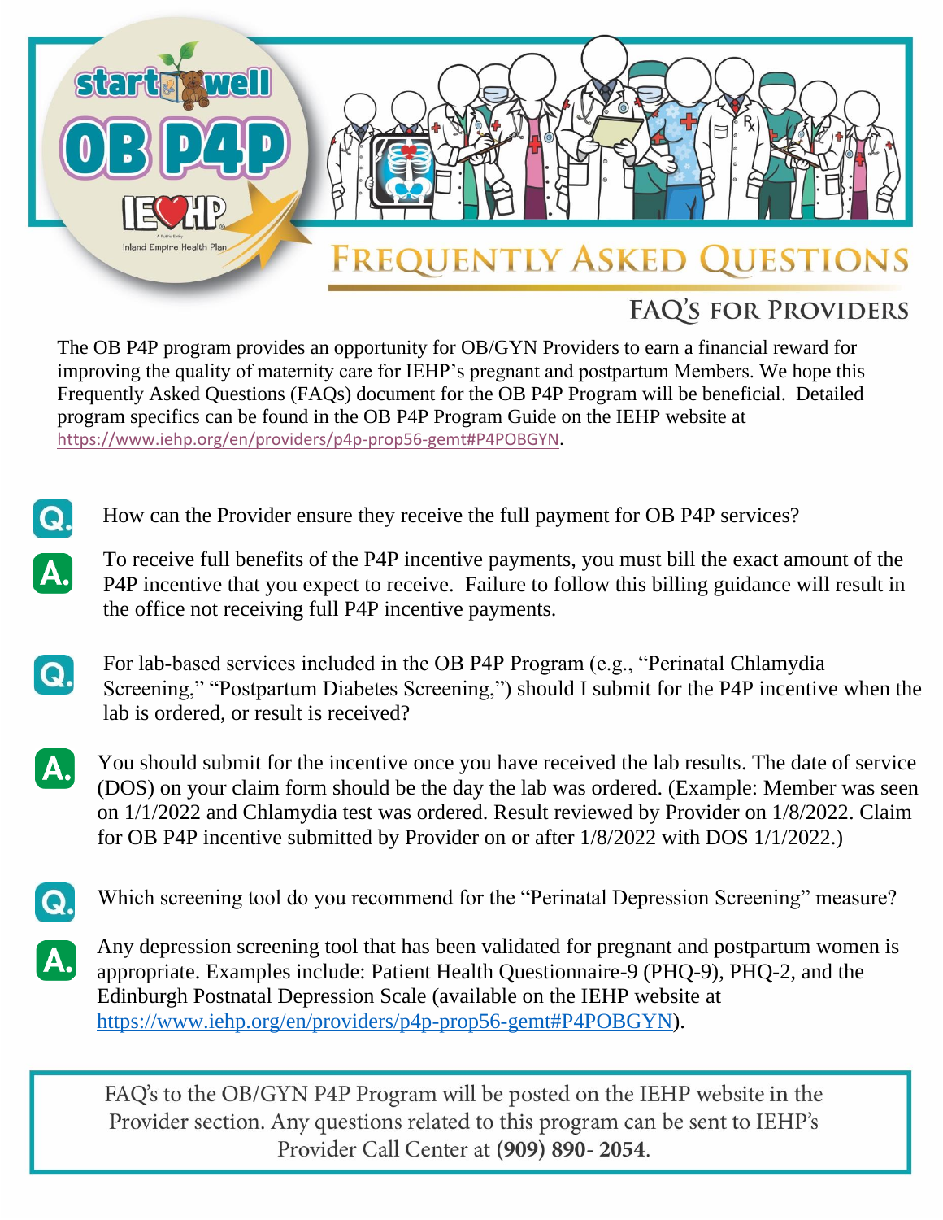# start well OB P4P

IEHP Inland Empire Health Plan

# FREQUENTLY ASKED QUESTIONS

## FAQ'S FOR PROVIDERS

The OB P4P program provides an opportunity for OB/GYN Providers to earn a financial reward for improving the quality of maternity care for IEHP's pregnant and postpartum Members. We hope this Frequently Asked Questions (FAQs) document for the OB P4P Program will be beneficial. Detailed program specifics can be found in the OB P4P Program Guide on the IEHP website at https://www.iehp.org/en/providers/p4p-prop56-gemt#P4POBGYN.

**Q.** How can the Provider ensure they receive the full payment for OB P4P services?

**A.** To receive full benefits of the P4P incentive payments, you must bill the exact amount of the P4P incentive that you expect to receive. Failure to follow this billing guidance will result in the office not receiving full P4P incentive payments.

**Q.** For lab-based services included in the OB P4P Program (e.g., "Perinatal Chlamydia Screening," "Postpartum Diabetes Screening,") should I submit for the P4P incentive when the lab is ordered, or result is received?

**A.** You should submit for the incentive once you have received the lab results. The date of service (DOS) on your claim form should be the day the lab was ordered. (Example: Member was seen on 1/1/2022 and Chlamydia test was ordered. Result reviewed by Provider on 1/8/2022. Claim for OB P4P incentive submitted by Provider on or after 1/8/2022 with DOS 1/1/2022.)

**Q.** Which screening tool do you recommend for the "Perinatal Depression Screening" measure?

**A.** Any depression screening tool that has been validated for pregnant and postpartum women is appropriate. Examples include: Patient Health Questionnaire-9 (PHQ-9), PHQ-2, and the Edinburgh Postnatal Depression Scale (available on the IEHP website at https://www.iehp.org/en/providers/p4p-prop56-gemt#P4POBGYN).

FAQ's to the OB/GYN P4P Program will be posted on the IEHP website in the Provider section. Any questions related to this program can be sent to IEHP's Provider Call Center at **(909) 890- 2054**.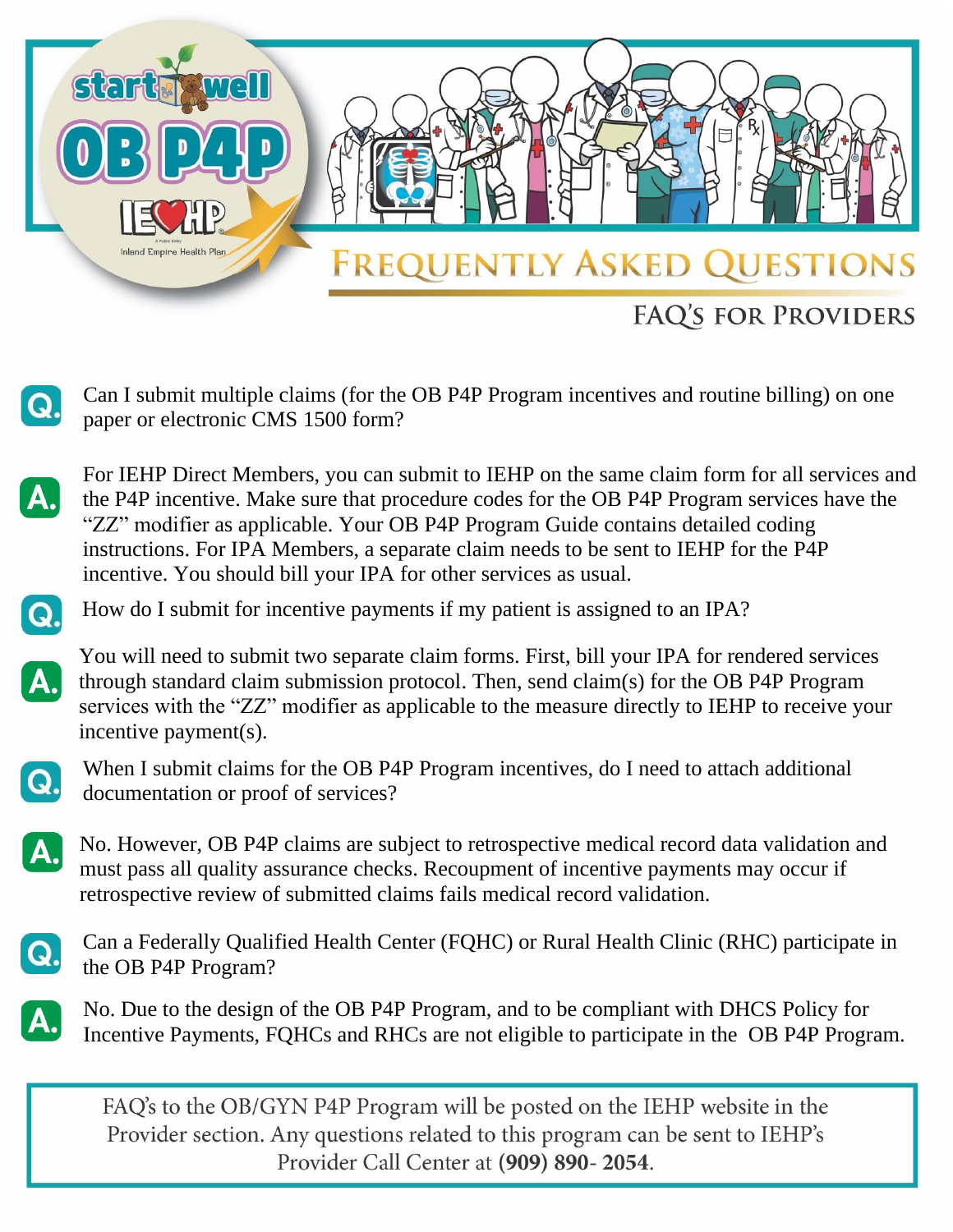# start well OB P4P

IEHP Inland Empire Health Plan

## Frequently Asked Questions

### FAQ's for Providers

**Q.** Can I submit multiple claims (for the OB P4P Program incentives and routine billing) on one paper or electronic CMS 1500 form?

**A.** For IEHP Direct Members, you can submit to IEHP on the same claim form for all services and the P4P incentive. Make sure that procedure codes for the OB P4P Program services have the "ZZ" modifier as applicable. Your OB P4P Program Guide contains detailed coding instructions. For IPA Members, a separate claim needs to be sent to IEHP for the P4P incentive. You should bill your IPA for other services as usual.

**Q.** How do I submit for incentive payments if my patient is assigned to an IPA?

**A.** You will need to submit two separate claim forms. First, bill your IPA for rendered services through standard claim submission protocol. Then, send claim(s) for the OB P4P Program services with the "ZZ" modifier as applicable to the measure directly to IEHP to receive your incentive payment(s).

**Q.** When I submit claims for the OB P4P Program incentives, do I need to attach additional documentation or proof of services?

**A.** No. However, OB P4P claims are subject to retrospective medical record data validation and must pass all quality assurance checks. Recoupment of incentive payments may occur if retrospective review of submitted claims fails medical record validation.

**Q.** Can a Federally Qualified Health Center (FQHC) or Rural Health Clinic (RHC) participate in the OB P4P Program?

**A.** No. Due to the design of the OB P4P Program, and to be compliant with DHCS Policy for Incentive Payments, FQHCs and RHCs are not eligible to participate in the OB P4P Program.

FAQ's to the OB/GYN P4P Program will be posted on the IEHP website in the Provider section. Any questions related to this program can be sent to IEHP's Provider Call Center at **(909) 890- 2054**.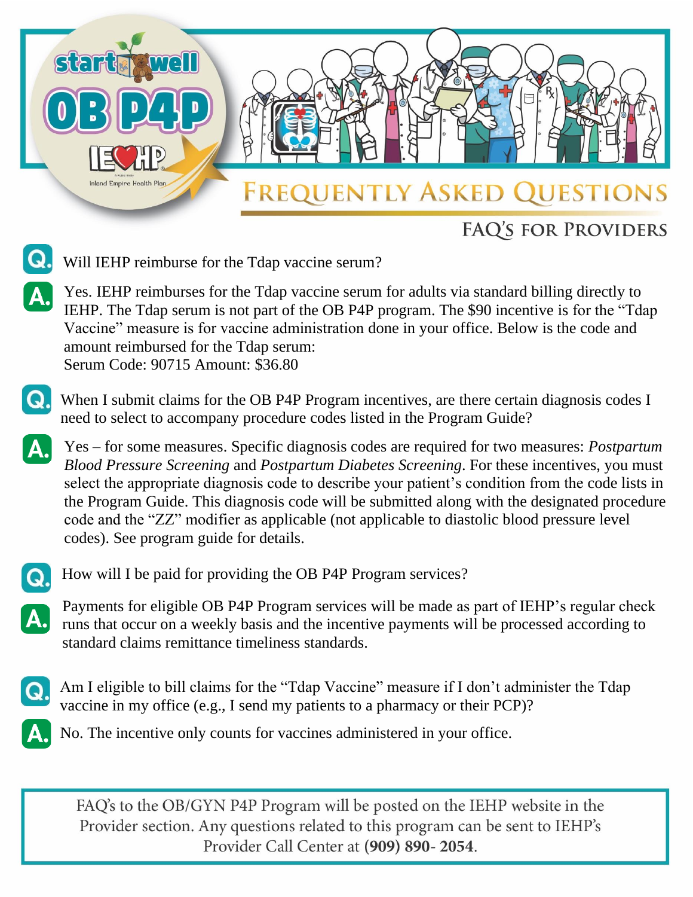# FREQUENTLY ASKED QUESTIONS

## FAQ'S FOR PROVIDERS

**Q.** Will IEHP reimburse for the Tdap vaccine serum?

**A.** Yes. IEHP reimburses for the Tdap vaccine serum for adults via standard billing directly to IEHP. The Tdap serum is not part of the OB P4P program. The $90 incentive is for the "Tdap Vaccine" measure is for vaccine administration done in your office. Below is the code and amount reimbursed for the Tdap serum:
Serum Code: 90715 Amount: $36.80

**Q.** When I submit claims for the OB P4P Program incentives, are there certain diagnosis codes I need to select to accompany procedure codes listed in the Program Guide?

**A.** Yes – for some measures. Specific diagnosis codes are required for two measures: *Postpartum Blood Pressure Screening* and *Postpartum Diabetes Screening*. For these incentives, you must select the appropriate diagnosis code to describe your patient's condition from the code lists in the Program Guide. This diagnosis code will be submitted along with the designated procedure code and the "ZZ" modifier as applicable (not applicable to diastolic blood pressure level codes). See program guide for details.

**Q.** How will I be paid for providing the OB P4P Program services?

**A.** Payments for eligible OB P4P Program services will be made as part of IEHP's regular check runs that occur on a weekly basis and the incentive payments will be processed according to standard claims remittance timeliness standards.

**Q.** Am I eligible to bill claims for the "Tdap Vaccine" measure if I don't administer the Tdap vaccine in my office (e.g., I send my patients to a pharmacy or their PCP)?

**A.** No. The incentive only counts for vaccines administered in your office.

FAQ's to the OB/GYN P4P Program will be posted on the IEHP website in the Provider section. Any questions related to this program can be sent to IEHP's Provider Call Center at **(909) 890- 2054**.